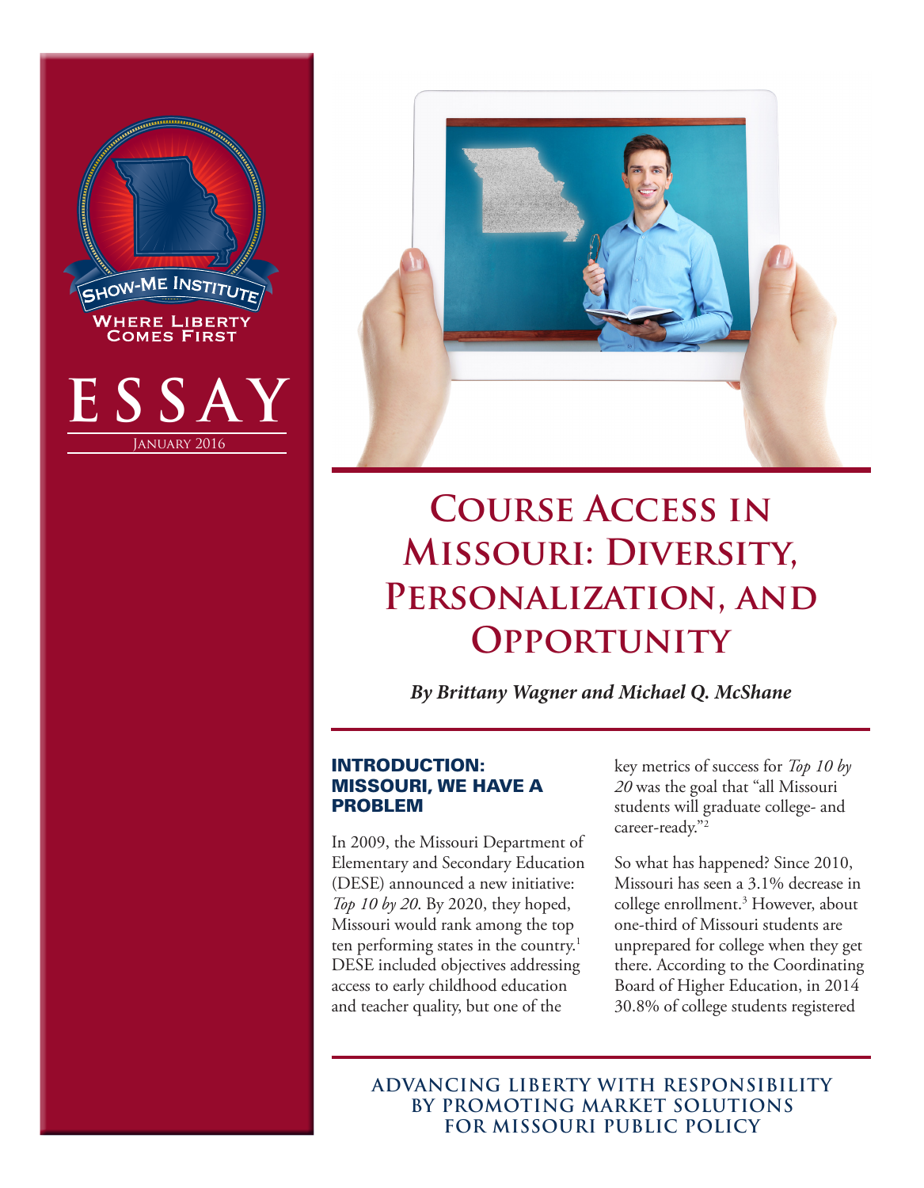SHOW-ME INSTITUTE

WHERE LIBERTY COMES FIRST

ESSAY

JANUARY 2016

# Course Access in Missouri: Diversity, Personalization, and Opportunity

***By Brittany Wagner and Michael Q. McShane***

## INTRODUCTION: MISSOURI, WE HAVE A PROBLEM

In 2009, the Missouri Department of Elementary and Secondary Education (DESE) announced a new initiative: *Top 10 by 20*. By 2020, they hoped, Missouri would rank among the top ten performing states in the country.[1] DESE included objectives addressing access to early childhood education and teacher quality, but one of the key metrics of success for *Top 10 by 20* was the goal that "all Missouri students will graduate college- and career-ready."[2]

So what has happened? Since 2010, Missouri has seen a 3.1% decrease in college enrollment.[3] However, about one-third of Missouri students are unprepared for college when they get there. According to the Coordinating Board of Higher Education, in 2014 30.8% of college students registered

**ADVANCING LIBERTY WITH RESPONSIBILITY BY PROMOTING MARKET SOLUTIONS FOR MISSOURI PUBLIC POLICY**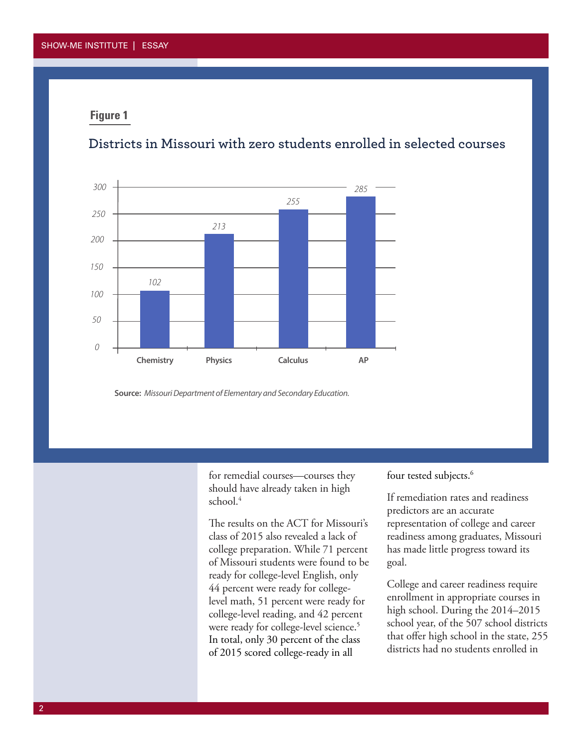**Figure 1**

**Districts in Missouri with zero students enrolled in selected courses**

| Course | Districts |
| --- | --- |
| Chemistry | 102 |
| Physics | 213 |
| Calculus | 255 |
| AP | 285 |

**Source:** *Missouri Department of Elementary and Secondary Education.*

for remedial courses—courses they should have already taken in high school.[4]

The results on the ACT for Missouri's class of 2015 also revealed a lack of college preparation. While 71 percent of Missouri students were found to be ready for college-level English, only 44 percent were ready for college-level math, 51 percent were ready for college-level reading, and 42 percent were ready for college-level science.[5] In total, only 30 percent of the class of 2015 scored college-ready in all four tested subjects.[6]

If remediation rates and readiness predictors are an accurate representation of college and career readiness among graduates, Missouri has made little progress toward its goal.

College and career readiness require enrollment in appropriate courses in high school. During the 2014–2015 school year, of the 507 school districts that offer high school in the state, 255 districts had no students enrolled in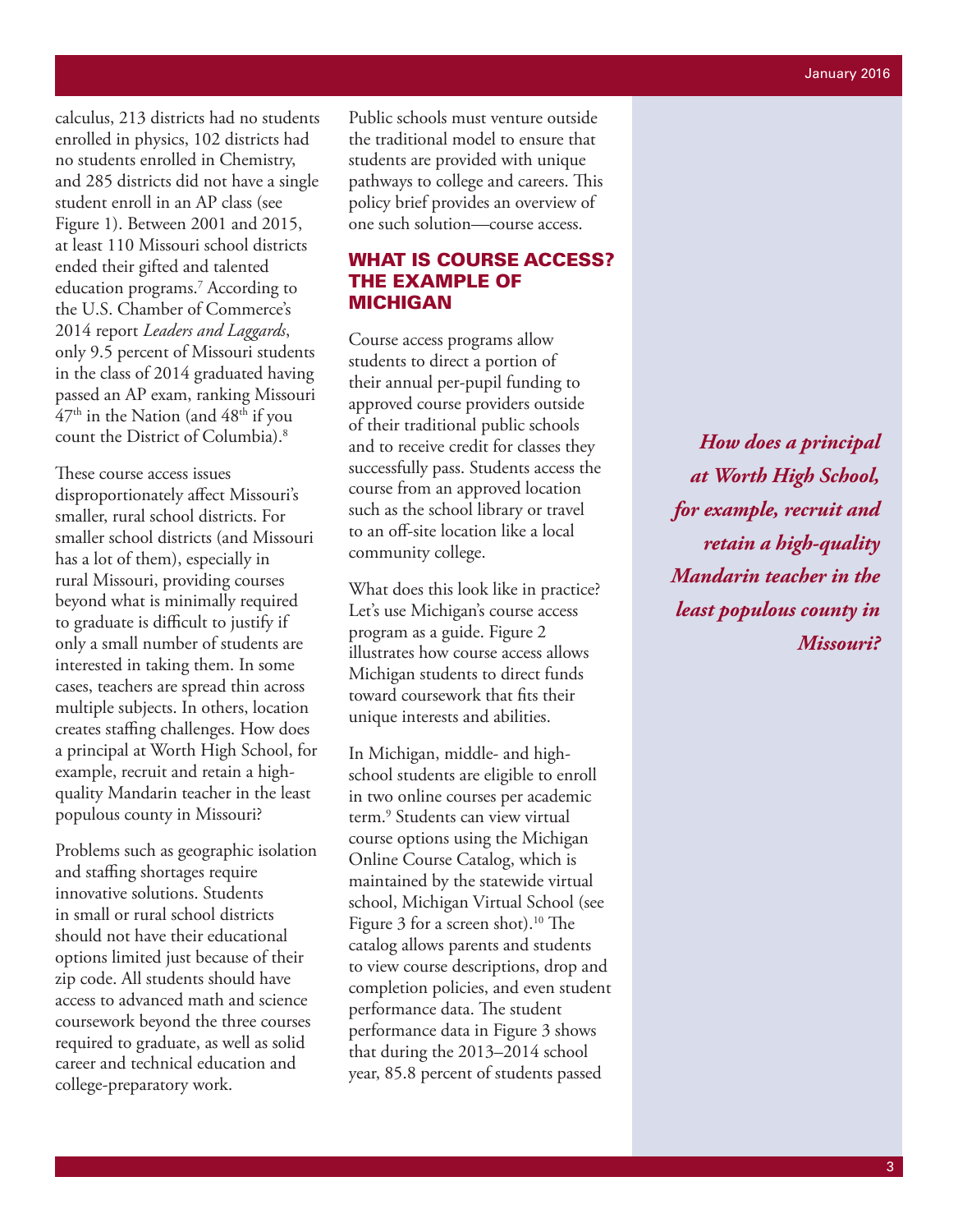calculus, 213 districts had no students enrolled in physics, 102 districts had no students enrolled in Chemistry, and 285 districts did not have a single student enroll in an AP class (see Figure 1). Between 2001 and 2015, at least 110 Missouri school districts ended their gifted and talented education programs.[7] According to the U.S. Chamber of Commerce's 2014 report *Leaders and Laggards*, only 9.5 percent of Missouri students in the class of 2014 graduated having passed an AP exam, ranking Missouri 47th in the Nation (and 48th if you count the District of Columbia).[8]

These course access issues disproportionately affect Missouri's smaller, rural school districts. For smaller school districts (and Missouri has a lot of them), especially in rural Missouri, providing courses beyond what is minimally required to graduate is difficult to justify if only a small number of students are interested in taking them. In some cases, teachers are spread thin across multiple subjects. In others, location creates staffing challenges. How does a principal at Worth High School, for example, recruit and retain a high-quality Mandarin teacher in the least populous county in Missouri?

Problems such as geographic isolation and staffing shortages require innovative solutions. Students in small or rural school districts should not have their educational options limited just because of their zip code. All students should have access to advanced math and science coursework beyond the three courses required to graduate, as well as solid career and technical education and college-preparatory work.

Public schools must venture outside the traditional model to ensure that students are provided with unique pathways to college and careers. This policy brief provides an overview of one such solution—course access.

## WHAT IS COURSE ACCESS? THE EXAMPLE OF MICHIGAN

Course access programs allow students to direct a portion of their annual per-pupil funding to approved course providers outside of their traditional public schools and to receive credit for classes they successfully pass. Students access the course from an approved location such as the school library or travel to an off-site location like a local community college.

What does this look like in practice? Let's use Michigan's course access program as a guide. Figure 2 illustrates how course access allows Michigan students to direct funds toward coursework that fits their unique interests and abilities.

In Michigan, middle- and high-school students are eligible to enroll in two online courses per academic term.[9] Students can view virtual course options using the Michigan Online Course Catalog, which is maintained by the statewide virtual school, Michigan Virtual School (see Figure 3 for a screen shot).[10] The catalog allows parents and students to view course descriptions, drop and completion policies, and even student performance data. The student performance data in Figure 3 shows that during the 2013–2014 school year, 85.8 percent of students passed

***How does a principal at Worth High School, for example, recruit and retain a high-quality Mandarin teacher in the least populous county in Missouri?***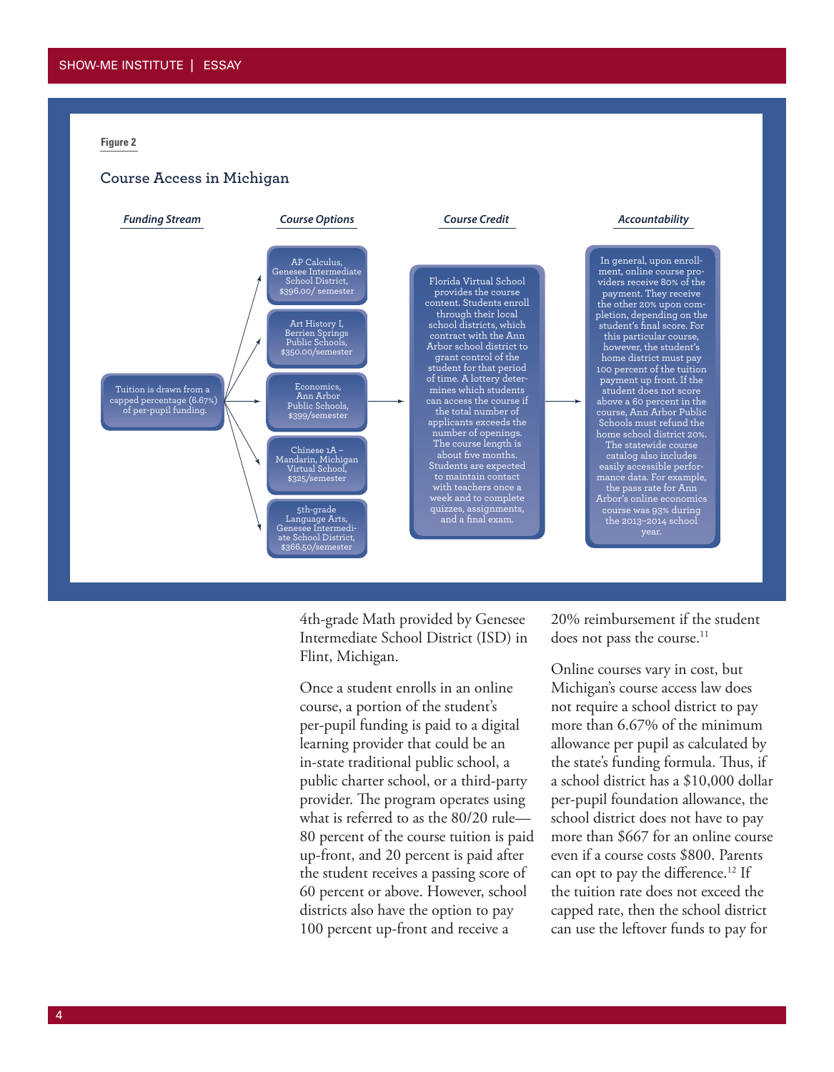**Figure 2**

### Course Access in Michigan

**Funding Stream**

Tuition is drawn from a capped percentage (6.67%) of per-pupil funding.

**Course Options**

- AP Calculus, Genesee Intermediate School District, $396.00/ semester
- Art History I, Berrien Springs Public Schools, $350.00/semester
- Economics, Ann Arbor Public Schools, $399/semester
- Chinese 1A – Mandarin, Michigan Virtual School, $325/semester
- 5th-grade Language Arts, Genesee Intermediate School District, $366.50/semester

**Course Credit**

Florida Virtual School provides the course content. Students enroll through their local school districts, which contract with the Ann Arbor school district to grant control of the student for that period of time. A lottery determines which students can access the course if the total number of applicants exceeds the number of openings. The course length is about five months. Students are expected to maintain contact with teachers once a week and to complete quizzes, assignments, and a final exam.

**Accountability**

In general, upon enrollment, online course providers receive 80% of the payment. They receive the other 20% upon completion, depending on the student's final score. For this particular course, however, the student's home district must pay 100 percent of the tuition payment up front. If the student does not score above a 60 percent in the course, Ann Arbor Public Schools must refund the home school district 20%. The statewide course catalog also includes easily accessible performance data. For example, the pass rate for Ann Arbor's online economics course was 93% during the 2013–2014 school year.

4th-grade Math provided by Genesee Intermediate School District (ISD) in Flint, Michigan.

Once a student enrolls in an online course, a portion of the student's per-pupil funding is paid to a digital learning provider that could be an in-state traditional public school, a public charter school, or a third-party provider. The program operates using what is referred to as the 80/20 rule—80 percent of the course tuition is paid up-front, and 20 percent is paid after the student receives a passing score of 60 percent or above. However, school districts also have the option to pay 100 percent up-front and receive a 20% reimbursement if the student does not pass the course.[11]

Online courses vary in cost, but Michigan's course access law does not require a school district to pay more than 6.67% of the minimum allowance per pupil as calculated by the state's funding formula. Thus, if a school district has a $10,000 dollar per-pupil foundation allowance, the school district does not have to pay more than $667 for an online course even if a course costs $800. Parents can opt to pay the difference.[12] If the tuition rate does not exceed the capped rate, then the school district can use the leftover funds to pay for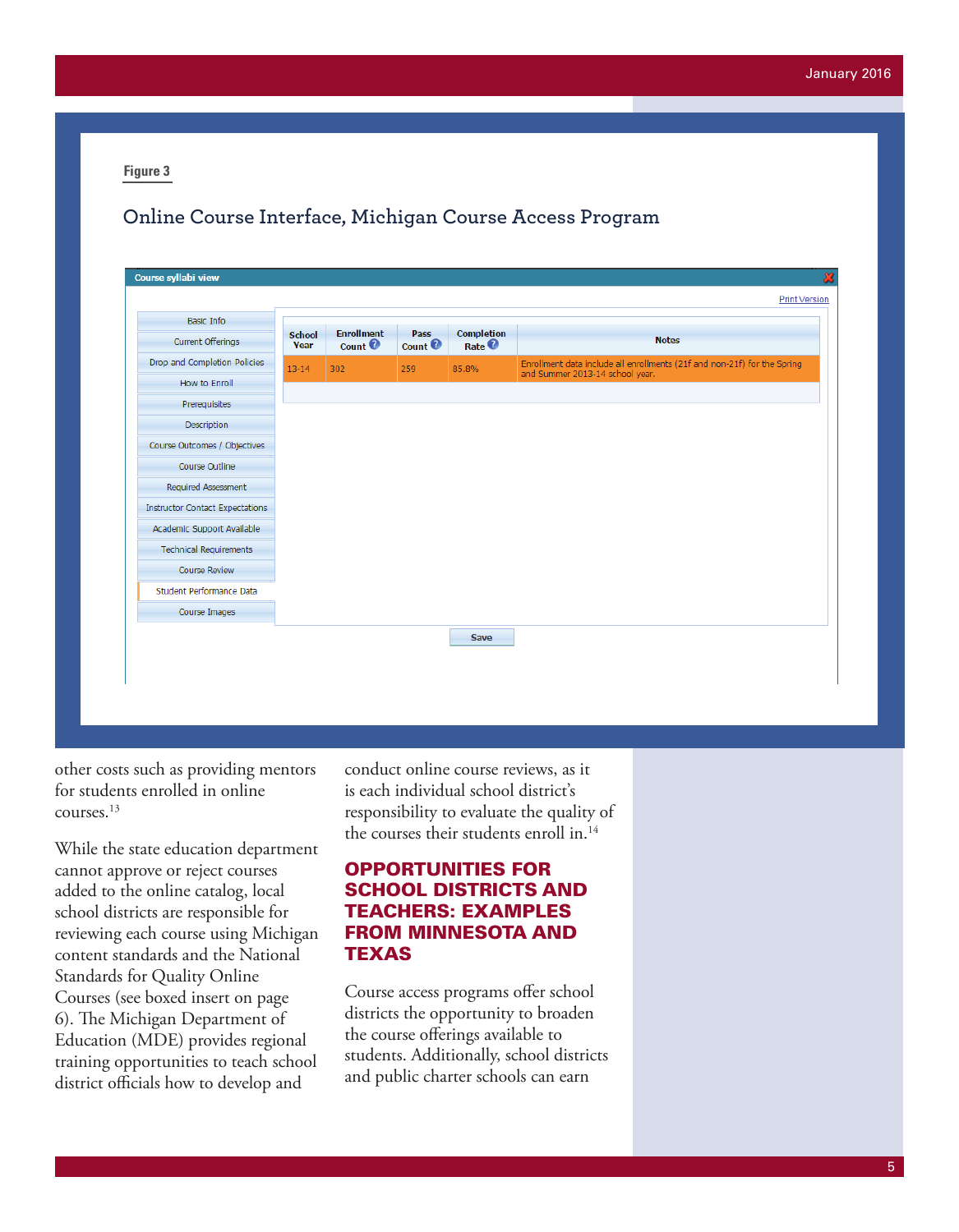**Figure 3**

## Online Course Interface, Michigan Course Access Program

Course syllabi view

Print Version

- Basic Info
- Current Offerings
- Drop and Completion Policies
- How to Enroll
- Prerequisites
- Description
- Course Outcomes / Objectives
- Course Outline
- Required Assessment
- Instructor Contact Expectations
- Academic Support Available
- Technical Requirements
- Course Review
- Student Performance Data
- Course Images

| School Year | Enrollment Count | Pass Count | Completion Rate | Notes |
|---|---|---|---|---|
| 13-14 | 302 | 259 | 85.8% | Enrollment data include all enrollments (21f and non-21f) for the Spring and Summer 2013-14 school year. |

Save

other costs such as providing mentors for students enrolled in online courses.[13]

While the state education department cannot approve or reject courses added to the online catalog, local school districts are responsible for reviewing each course using Michigan content standards and the National Standards for Quality Online Courses (see boxed insert on page 6). The Michigan Department of Education (MDE) provides regional training opportunities to teach school district officials how to develop and conduct online course reviews, as it is each individual school district's responsibility to evaluate the quality of the courses their students enroll in.[14]

## OPPORTUNITIES FOR SCHOOL DISTRICTS AND TEACHERS: EXAMPLES FROM MINNESOTA AND TEXAS

Course access programs offer school districts the opportunity to broaden the course offerings available to students. Additionally, school districts and public charter schools can earn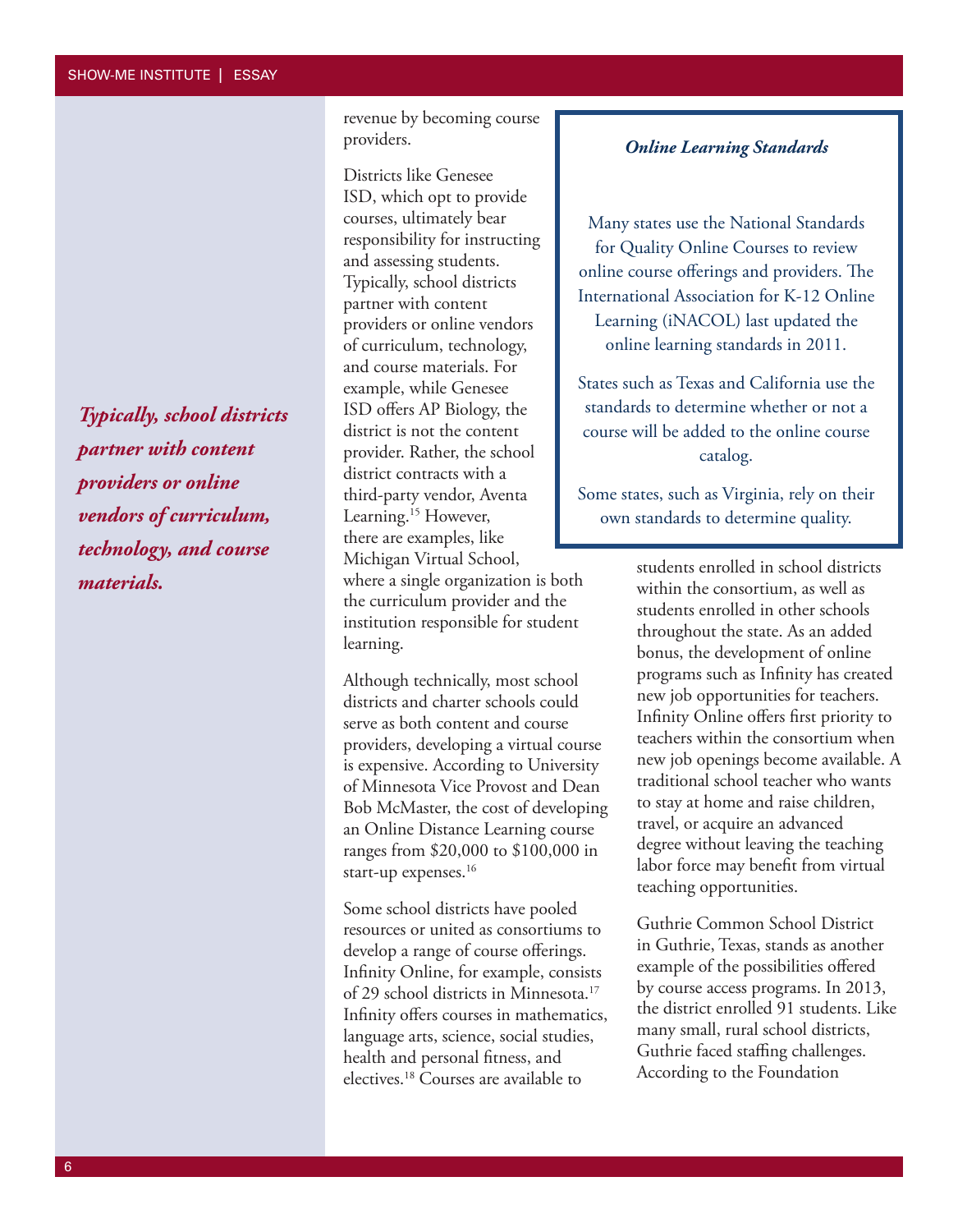revenue by becoming course providers.

Districts like Genesee ISD, which opt to provide courses, ultimately bear responsibility for instructing and assessing students. Typically, school districts partner with content providers or online vendors of curriculum, technology, and course materials. For example, while Genesee ISD offers AP Biology, the district is not the content provider. Rather, the school district contracts with a third-party vendor, Aventa Learning.[15] However, there are examples, like Michigan Virtual School, where a single organization is both the curriculum provider and the institution responsible for student learning.

*Typically, school districts partner with content providers or online vendors of curriculum, technology, and course materials.*

Although technically, most school districts and charter schools could serve as both content and course providers, developing a virtual course is expensive. According to University of Minnesota Vice Provost and Dean Bob McMaster, the cost of developing an Online Distance Learning course ranges from $20,000 to $100,000 in start-up expenses.[16]

Some school districts have pooled resources or united as consortiums to develop a range of course offerings. Infinity Online, for example, consists of 29 school districts in Minnesota.[17] Infinity offers courses in mathematics, language arts, science, social studies, health and personal fitness, and electives.[18] Courses are available to students enrolled in school districts within the consortium, as well as students enrolled in other schools throughout the state. As an added bonus, the development of online programs such as Infinity has created new job opportunities for teachers. Infinity Online offers first priority to teachers within the consortium when new job openings become available. A traditional school teacher who wants to stay at home and raise children, travel, or acquire an advanced degree without leaving the teaching labor force may benefit from virtual teaching opportunities.

### *Online Learning Standards*

Many states use the National Standards for Quality Online Courses to review online course offerings and providers. The International Association for K-12 Online Learning (iNACOL) last updated the online learning standards in 2011.

States such as Texas and California use the standards to determine whether or not a course will be added to the online course catalog.

Some states, such as Virginia, rely on their own standards to determine quality.

Guthrie Common School District in Guthrie, Texas, stands as another example of the possibilities offered by course access programs. In 2013, the district enrolled 91 students. Like many small, rural school districts, Guthrie faced staffing challenges. According to the Foundation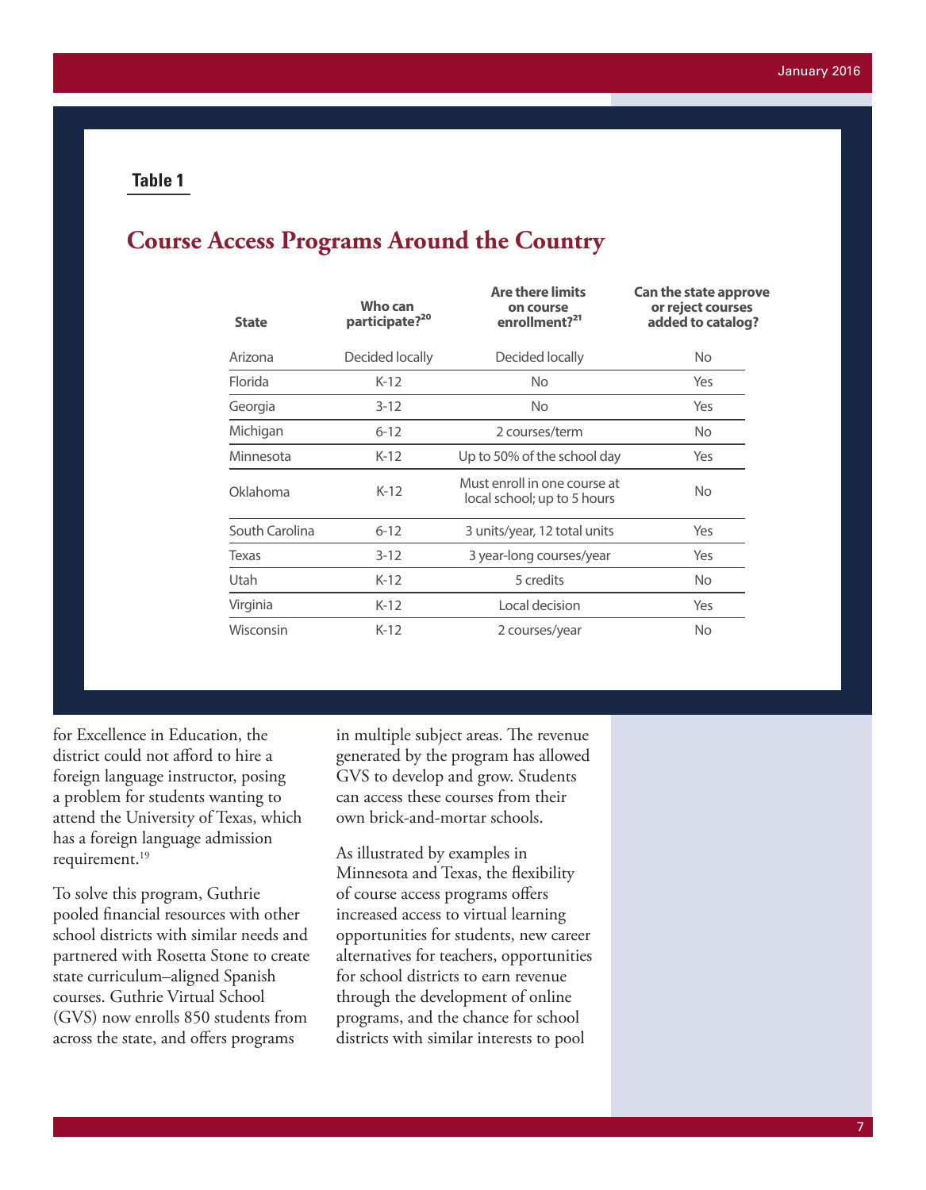**Table 1**

## Course Access Programs Around the Country

| State | Who can participate?[20] | Are there limits on course enrollment?[21] | Can the state approve or reject courses added to catalog? |
|---|---|---|---|
| Arizona | Decided locally | Decided locally | No |
| Florida | K-12 | No | Yes |
| Georgia | 3-12 | No | Yes |
| Michigan | 6-12 | 2 courses/term | No |
| Minnesota | K-12 | Up to 50% of the school day | Yes |
| Oklahoma | K-12 | Must enroll in one course at local school; up to 5 hours | No |
| South Carolina | 6-12 | 3 units/year, 12 total units | Yes |
| Texas | 3-12 | 3 year-long courses/year | Yes |
| Utah | K-12 | 5 credits | No |
| Virginia | K-12 | Local decision | Yes |
| Wisconsin | K-12 | 2 courses/year | No |

for Excellence in Education, the district could not afford to hire a foreign language instructor, posing a problem for students wanting to attend the University of Texas, which has a foreign language admission requirement.[19]

To solve this program, Guthrie pooled financial resources with other school districts with similar needs and partnered with Rosetta Stone to create state curriculum–aligned Spanish courses. Guthrie Virtual School (GVS) now enrolls 850 students from across the state, and offers programs in multiple subject areas. The revenue generated by the program has allowed GVS to develop and grow. Students can access these courses from their own brick-and-mortar schools.

As illustrated by examples in Minnesota and Texas, the flexibility of course access programs offers increased access to virtual learning opportunities for students, new career alternatives for teachers, opportunities for school districts to earn revenue through the development of online programs, and the chance for school districts with similar interests to pool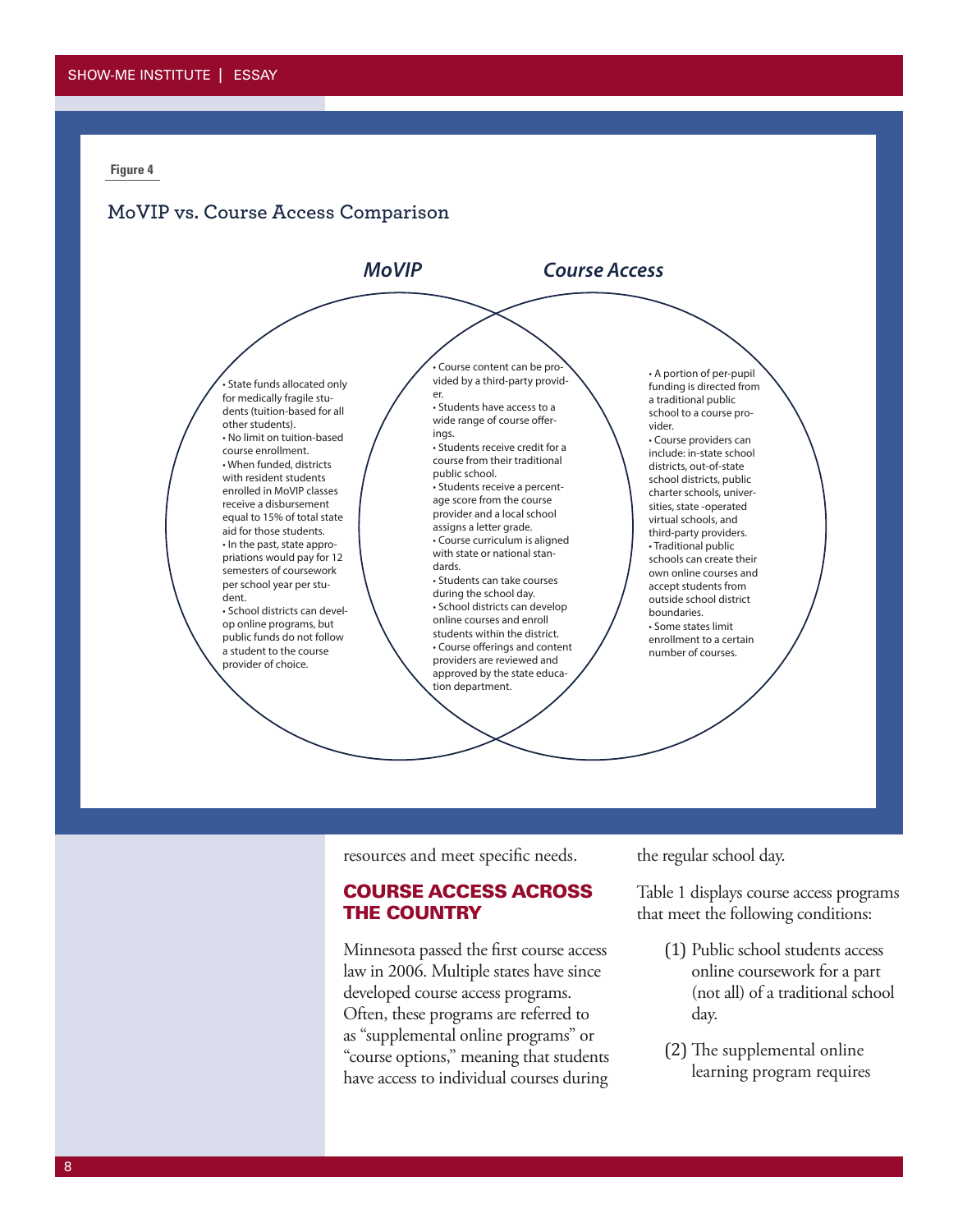**Figure 4**

### MoVIP vs. Course Access Comparison

**MoVIP**

- State funds allocated only for medically fragile students (tuition-based for all other students).
- No limit on tuition-based course enrollment.
- When funded, districts with resident students enrolled in MoVIP classes receive a disbursement equal to 15% of total state aid for those students.
- In the past, state appropriations would pay for 12 semesters of coursework per school year per student.
- School districts can develop online programs, but public funds do not follow a student to the course provider of choice.

**Both MoVIP and Course Access**

- Course content can be provided by a third-party provider.
- Students have access to a wide range of course offerings.
- Students receive credit for a course from their traditional public school.
- Students receive a percentage score from the course provider and a local school assigns a letter grade.
- Course curriculum is aligned with state or national standards.
- Students can take courses during the school day.
- School districts can develop online courses and enroll students within the district.
- Course offerings and content providers are reviewed and approved by the state education department.

**Course Access**

- A portion of per-pupil funding is directed from a traditional public school to a course provider.
- Course providers can include: in-state school districts, out-of-state school districts, public charter schools, universities, state -operated virtual schools, and third-party providers.
- Traditional public schools can create their own online courses and accept students from outside school district boundaries.
- Some states limit enrollment to a certain number of courses.

resources and meet specific needs.

## COURSE ACCESS ACROSS THE COUNTRY

Minnesota passed the first course access law in 2006. Multiple states have since developed course access programs. Often, these programs are referred to as "supplemental online programs" or "course options," meaning that students have access to individual courses during the regular school day.

Table 1 displays course access programs that meet the following conditions:

(1) Public school students access online coursework for a part (not all) of a traditional school day.

(2) The supplemental online learning program requires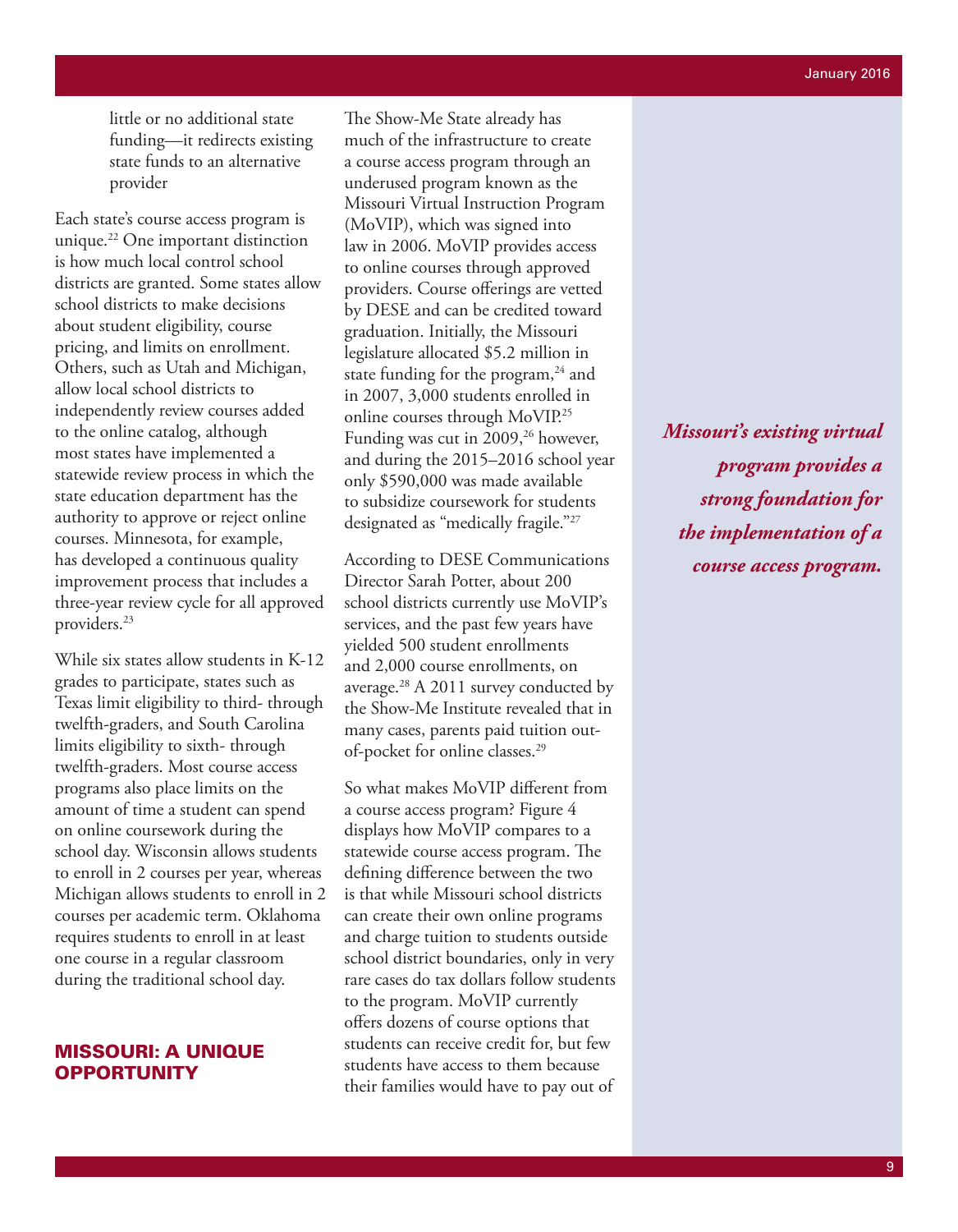little or no additional state funding—it redirects existing state funds to an alternative provider

Each state's course access program is unique.[22] One important distinction is how much local control school districts are granted. Some states allow school districts to make decisions about student eligibility, course pricing, and limits on enrollment. Others, such as Utah and Michigan, allow local school districts to independently review courses added to the online catalog, although most states have implemented a statewide review process in which the state education department has the authority to approve or reject online courses. Minnesota, for example, has developed a continuous quality improvement process that includes a three-year review cycle for all approved providers.[23]

While six states allow students in K-12 grades to participate, states such as Texas limit eligibility to third- through twelfth-graders, and South Carolina limits eligibility to sixth- through twelfth-graders. Most course access programs also place limits on the amount of time a student can spend on online coursework during the school day. Wisconsin allows students to enroll in 2 courses per year, whereas Michigan allows students to enroll in 2 courses per academic term. Oklahoma requires students to enroll in at least one course in a regular classroom during the traditional school day.

## MISSOURI: A UNIQUE OPPORTUNITY

The Show-Me State already has much of the infrastructure to create a course access program through an underused program known as the Missouri Virtual Instruction Program (MoVIP), which was signed into law in 2006. MoVIP provides access to online courses through approved providers. Course offerings are vetted by DESE and can be credited toward graduation. Initially, the Missouri legislature allocated $5.2 million in state funding for the program,[24] and in 2007, 3,000 students enrolled in online courses through MoVIP.[25] Funding was cut in 2009,[26] however, and during the 2015–2016 school year only $590,000 was made available to subsidize coursework for students designated as "medically fragile."[27]

According to DESE Communications Director Sarah Potter, about 200 school districts currently use MoVIP's services, and the past few years have yielded 500 student enrollments and 2,000 course enrollments, on average.[28] A 2011 survey conducted by the Show-Me Institute revealed that in many cases, parents paid tuition out-of-pocket for online classes.[29]

So what makes MoVIP different from a course access program? Figure 4 displays how MoVIP compares to a statewide course access program. The defining difference between the two is that while Missouri school districts can create their own online programs and charge tuition to students outside school district boundaries, only in very rare cases do tax dollars follow students to the program. MoVIP currently offers dozens of course options that students can receive credit for, but few students have access to them because their families would have to pay out of

***Missouri's existing virtual program provides a strong foundation for the implementation of a course access program.***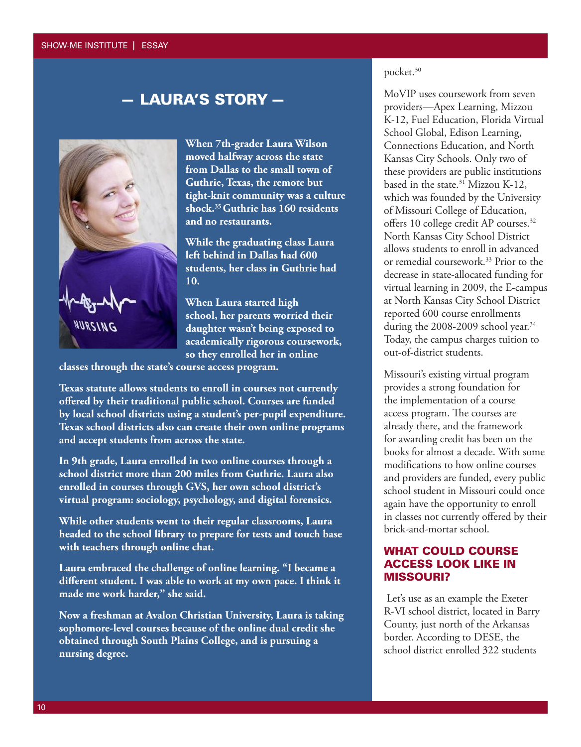## — LAURA'S STORY —

**When 7th-grader Laura Wilson moved halfway across the state from Dallas to the small town of Guthrie, Texas, the remote but tight-knit community was a culture shock.[35] Guthrie has 160 residents and no restaurants.**

**While the graduating class Laura left behind in Dallas had 600 students, her class in Guthrie had 10.**

**When Laura started high school, her parents worried their daughter wasn't being exposed to academically rigorous coursework, so they enrolled her in online classes through the state's course access program.**

**Texas statute allows students to enroll in courses not currently offered by their traditional public school. Courses are funded by local school districts using a student's per-pupil expenditure. Texas school districts also can create their own online programs and accept students from across the state.**

**In 9th grade, Laura enrolled in two online courses through a school district more than 200 miles from Guthrie. Laura also enrolled in courses through GVS, her own school district's virtual program: sociology, psychology, and digital forensics.**

**While other students went to their regular classrooms, Laura headed to the school library to prepare for tests and touch base with teachers through online chat.**

**Laura embraced the challenge of online learning. "I became a different student. I was able to work at my own pace. I think it made me work harder," she said.**

**Now a freshman at Avalon Christian University, Laura is taking sophomore-level courses because of the online dual credit she obtained through South Plains College, and is pursuing a nursing degree.**

pocket.[30]

MoVIP uses coursework from seven providers—Apex Learning, Mizzou K-12, Fuel Education, Florida Virtual School Global, Edison Learning, Connections Education, and North Kansas City Schools. Only two of these providers are public institutions based in the state.[31] Mizzou K-12, which was founded by the University of Missouri College of Education, offers 10 college credit AP courses.[32] North Kansas City School District allows students to enroll in advanced or remedial coursework.[33] Prior to the decrease in state-allocated funding for virtual learning in 2009, the E-campus at North Kansas City School District reported 600 course enrollments during the 2008-2009 school year.[34] Today, the campus charges tuition to out-of-district students.

Missouri's existing virtual program provides a strong foundation for the implementation of a course access program. The courses are already there, and the framework for awarding credit has been on the books for almost a decade. With some modifications to how online courses and providers are funded, every public school student in Missouri could once again have the opportunity to enroll in classes not currently offered by their brick-and-mortar school.

## WHAT COULD COURSE ACCESS LOOK LIKE IN MISSOURI?

Let's use as an example the Exeter R-VI school district, located in Barry County, just north of the Arkansas border. According to DESE, the school district enrolled 322 students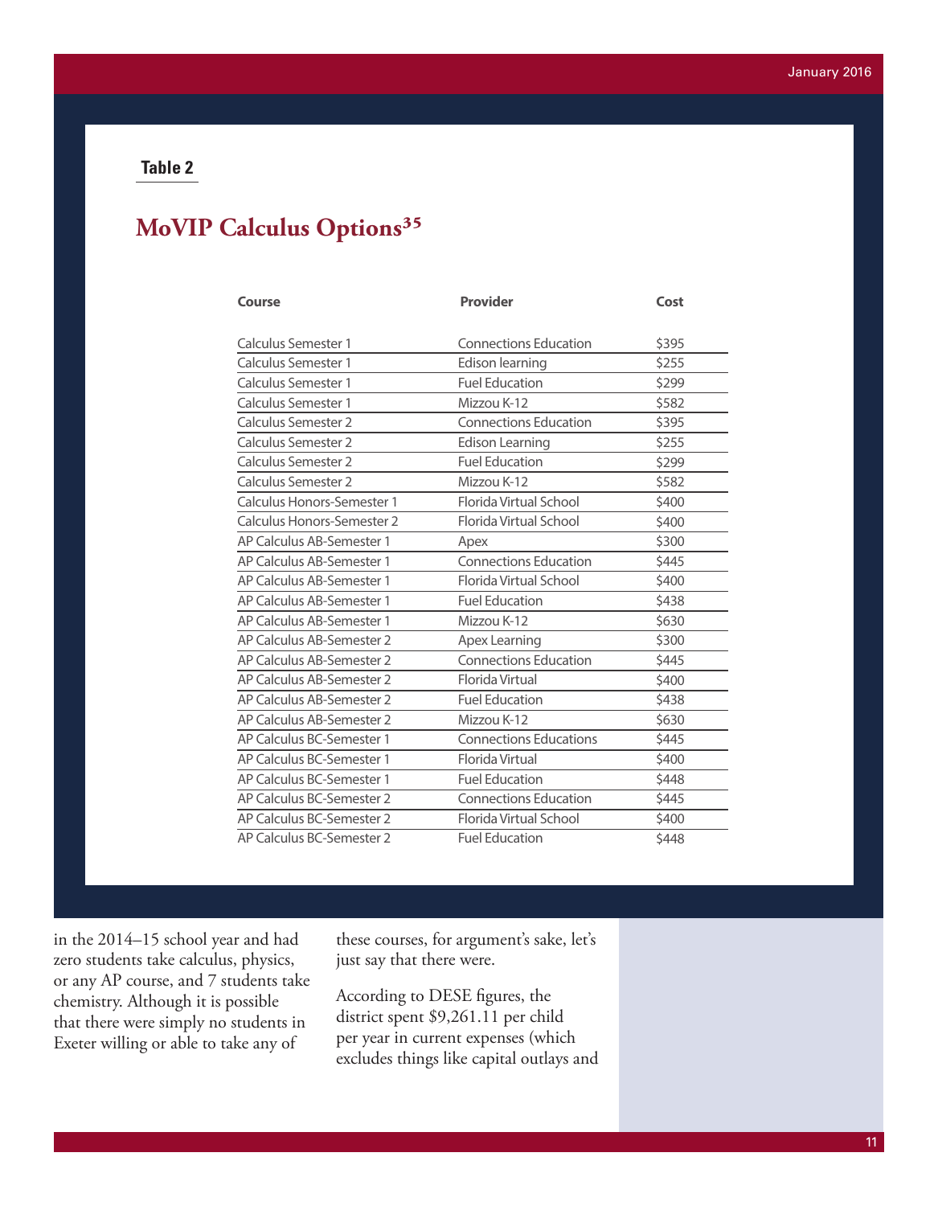**Table 2**

## MoVIP Calculus Options[35]

| Course | Provider | Cost |
|---|---|---|
| Calculus Semester 1 | Connections Education | $395 |
| Calculus Semester 1 | Edison learning | $255 |
| Calculus Semester 1 | Fuel Education | $299 |
| Calculus Semester 1 | Mizzou K-12 | $582 |
| Calculus Semester 2 | Connections Education | $395 |
| Calculus Semester 2 | Edison Learning | $255 |
| Calculus Semester 2 | Fuel Education | $299 |
| Calculus Semester 2 | Mizzou K-12 | $582 |
| Calculus Honors-Semester 1 | Florida Virtual School | $400 |
| Calculus Honors-Semester 2 | Florida Virtual School | $400 |
| AP Calculus AB-Semester 1 | Apex | $300 |
| AP Calculus AB-Semester 1 | Connections Education | $445 |
| AP Calculus AB-Semester 1 | Florida Virtual School | $400 |
| AP Calculus AB-Semester 1 | Fuel Education | $438 |
| AP Calculus AB-Semester 1 | Mizzou K-12 | $630 |
| AP Calculus AB-Semester 2 | Apex Learning | $300 |
| AP Calculus AB-Semester 2 | Connections Education | $445 |
| AP Calculus AB-Semester 2 | Florida Virtual | $400 |
| AP Calculus AB-Semester 2 | Fuel Education | $438 |
| AP Calculus AB-Semester 2 | Mizzou K-12 | $630 |
| AP Calculus BC-Semester 1 | Connections Educations | $445 |
| AP Calculus BC-Semester 1 | Florida Virtual | $400 |
| AP Calculus BC-Semester 1 | Fuel Education | $448 |
| AP Calculus BC-Semester 2 | Connections Education | $445 |
| AP Calculus BC-Semester 2 | Florida Virtual School | $400 |
| AP Calculus BC-Semester 2 | Fuel Education | $448 |

in the 2014–15 school year and had zero students take calculus, physics, or any AP course, and 7 students take chemistry. Although it is possible that there were simply no students in Exeter willing or able to take any of these courses, for argument's sake, let's just say that there were.

According to DESE figures, the district spent $9,261.11 per child per year in current expenses (which excludes things like capital outlays and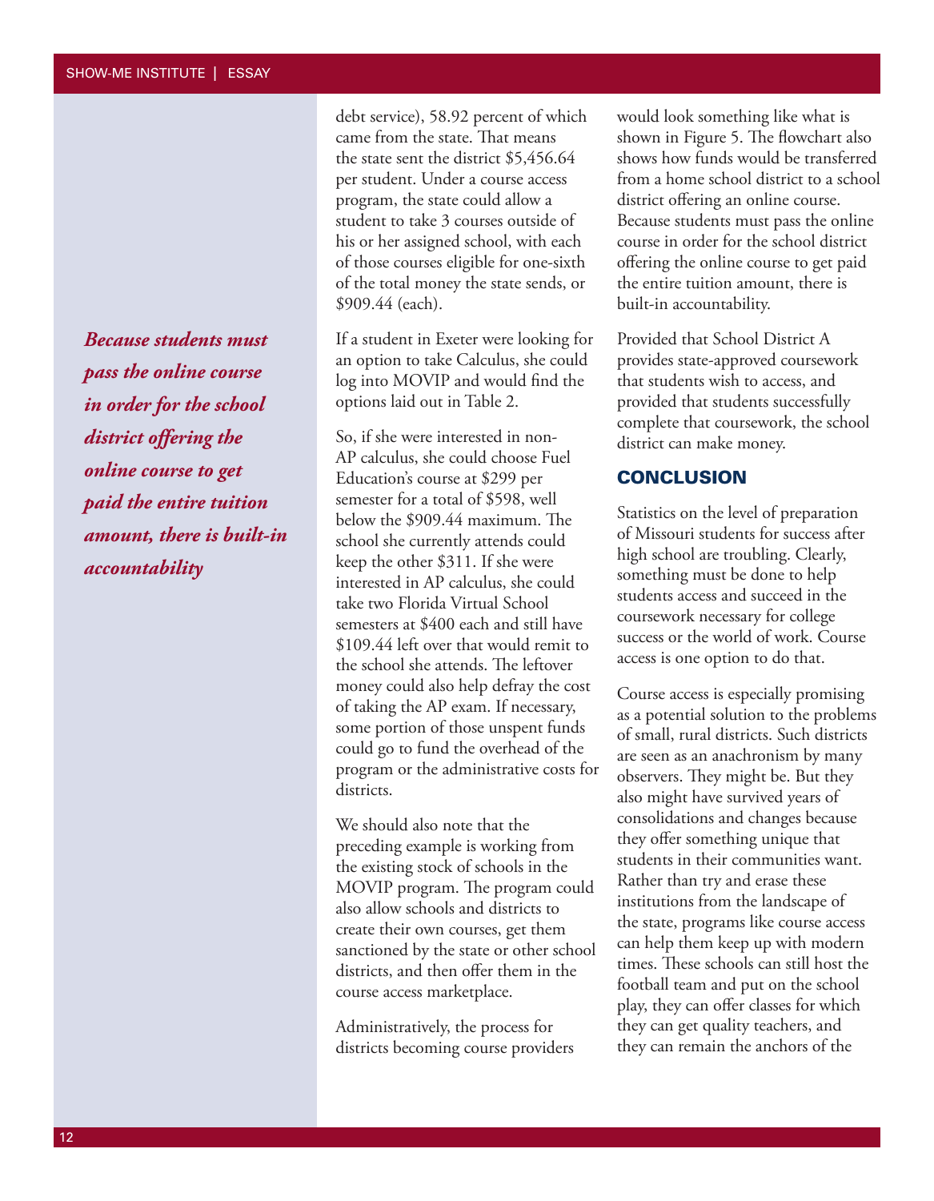*Because students must pass the online course in order for the school district offering the online course to get paid the entire tuition amount, there is built-in accountability*

debt service), 58.92 percent of which came from the state. That means the state sent the district $5,456.64 per student. Under a course access program, the state could allow a student to take 3 courses outside of his or her assigned school, with each of those courses eligible for one-sixth of the total money the state sends, or $909.44 (each).

If a student in Exeter were looking for an option to take Calculus, she could log into MOVIP and would find the options laid out in Table 2.

So, if she were interested in non-AP calculus, she could choose Fuel Education's course at $299 per semester for a total of $598, well below the $909.44 maximum. The school she currently attends could keep the other $311. If she were interested in AP calculus, she could take two Florida Virtual School semesters at $400 each and still have $109.44 left over that would remit to the school she attends. The leftover money could also help defray the cost of taking the AP exam. If necessary, some portion of those unspent funds could go to fund the overhead of the program or the administrative costs for districts.

We should also note that the preceding example is working from the existing stock of schools in the MOVIP program. The program could also allow schools and districts to create their own courses, get them sanctioned by the state or other school districts, and then offer them in the course access marketplace.

Administratively, the process for districts becoming course providers would look something like what is shown in Figure 5. The flowchart also shows how funds would be transferred from a home school district to a school district offering an online course. Because students must pass the online course in order for the school district offering the online course to get paid the entire tuition amount, there is built-in accountability.

Provided that School District A provides state-approved coursework that students wish to access, and provided that students successfully complete that coursework, the school district can make money.

## CONCLUSION

Statistics on the level of preparation of Missouri students for success after high school are troubling. Clearly, something must be done to help students access and succeed in the coursework necessary for college success or the world of work. Course access is one option to do that.

Course access is especially promising as a potential solution to the problems of small, rural districts. Such districts are seen as an anachronism by many observers. They might be. But they also might have survived years of consolidations and changes because they offer something unique that students in their communities want. Rather than try and erase these institutions from the landscape of the state, programs like course access can help them keep up with modern times. These schools can still host the football team and put on the school play, they can offer classes for which they can get quality teachers, and they can remain the anchors of the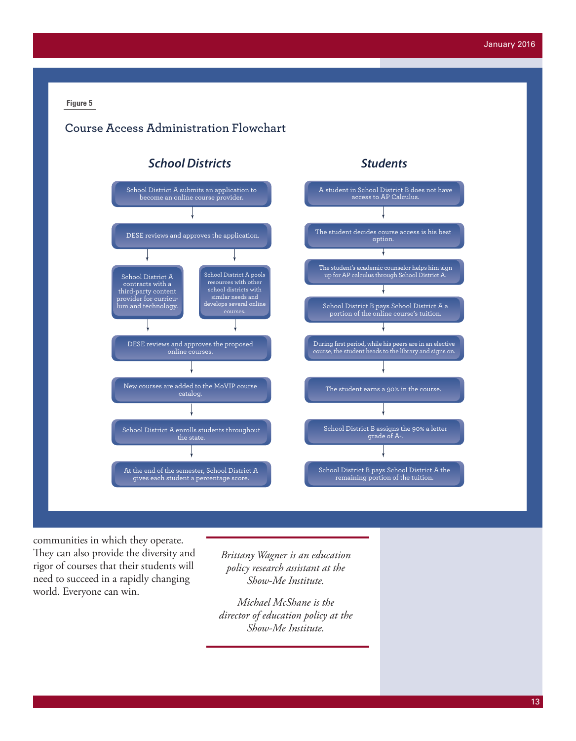**Figure 5**

## Course Access Administration Flowchart

### School Districts

School District A submits an application to become an online course provider.

↓

DESE reviews and approves the application.

↓

- School District A contracts with a third-party content provider for curriculum and technology.
- School District A pools resources with other school districts with similar needs and develops several online courses.

↓

DESE reviews and approves the proposed online courses.

↓

New courses are added to the MoVIP course catalog.

↓

School District A enrolls students throughout the state.

↓

At the end of the semester, School District A gives each student a percentage score.

### Students

A student in School District B does not have access to AP Calculus.

↓

The student decides course access is his best option.

↓

The student's academic counselor helps him sign up for AP calculus through School District A.

↓

School District B pays School District A a portion of the online course's tuition.

↓

During first period, while his peers are in an elective course, the student heads to the library and signs on.

↓

The student earns a 90% in the course.

↓

School District B assigns the 90% a letter grade of A-.

↓

School District B pays School District A the remaining portion of the tuition.

---

communities in which they operate. They can also provide the diversity and rigor of courses that their students will need to succeed in a rapidly changing world. Everyone can win.

---

*Brittany Wagner is an education policy research assistant at the Show-Me Institute.*

*Michael McShane is the director of education policy at the Show-Me Institute.*

---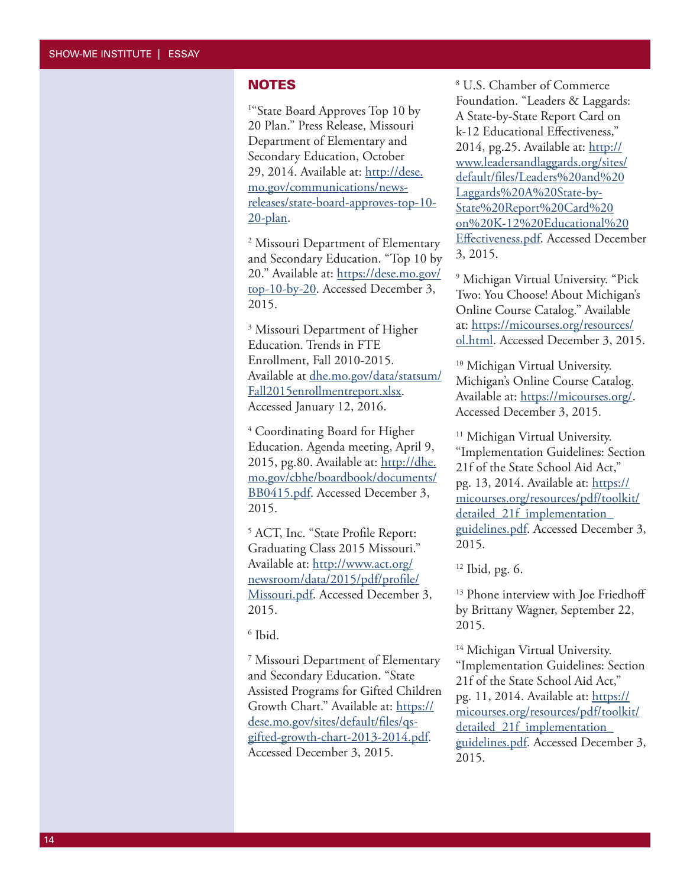## NOTES

[1] "State Board Approves Top 10 by 20 Plan." Press Release, Missouri Department of Elementary and Secondary Education, October 29, 2014. Available at: http://dese.mo.gov/communications/news-releases/state-board-approves-top-10-20-plan.

[2] Missouri Department of Elementary and Secondary Education. "Top 10 by 20." Available at: https://dese.mo.gov/top-10-by-20. Accessed December 3, 2015.

[3] Missouri Department of Higher Education. Trends in FTE Enrollment, Fall 2010-2015. Available at dhe.mo.gov/data/statsum/Fall2015enrollmentreport.xlsx. Accessed January 12, 2016.

[4] Coordinating Board for Higher Education. Agenda meeting, April 9, 2015, pg.80. Available at: http://dhe.mo.gov/cbhe/boardbook/documents/BB0415.pdf. Accessed December 3, 2015.

[5] ACT, Inc. "State Profile Report: Graduating Class 2015 Missouri." Available at: http://www.act.org/newsroom/data/2015/pdf/profile/Missouri.pdf. Accessed December 3, 2015.

[6] Ibid.

[7] Missouri Department of Elementary and Secondary Education. "State Assisted Programs for Gifted Children Growth Chart." Available at: https://dese.mo.gov/sites/default/files/qs-gifted-growth-chart-2013-2014.pdf. Accessed December 3, 2015.

[8] U.S. Chamber of Commerce Foundation. "Leaders & Laggards: A State-by-State Report Card on k-12 Educational Effectiveness," 2014, pg.25. Available at: http://www.leadersandlaggards.org/sites/default/files/Leaders%20and%20Laggards%20A%20State-by-State%20Report%20Card%20on%20K-12%20Educational%20Effectiveness.pdf. Accessed December 3, 2015.

[9] Michigan Virtual University. "Pick Two: You Choose! About Michigan's Online Course Catalog." Available at: https://micourses.org/resources/ol.html. Accessed December 3, 2015.

[10] Michigan Virtual University. Michigan's Online Course Catalog. Available at: https://micourses.org/. Accessed December 3, 2015.

[11] Michigan Virtual University. "Implementation Guidelines: Section 21f of the State School Aid Act," pg. 13, 2014. Available at: https://micourses.org/resources/pdf/toolkit/detailed_21f_implementation_guidelines.pdf. Accessed December 3, 2015.

[12] Ibid, pg. 6.

[13] Phone interview with Joe Friedhoff by Brittany Wagner, September 22, 2015.

[14] Michigan Virtual University. "Implementation Guidelines: Section 21f of the State School Aid Act," pg. 11, 2014. Available at: https://micourses.org/resources/pdf/toolkit/detailed_21f_implementation_guidelines.pdf. Accessed December 3, 2015.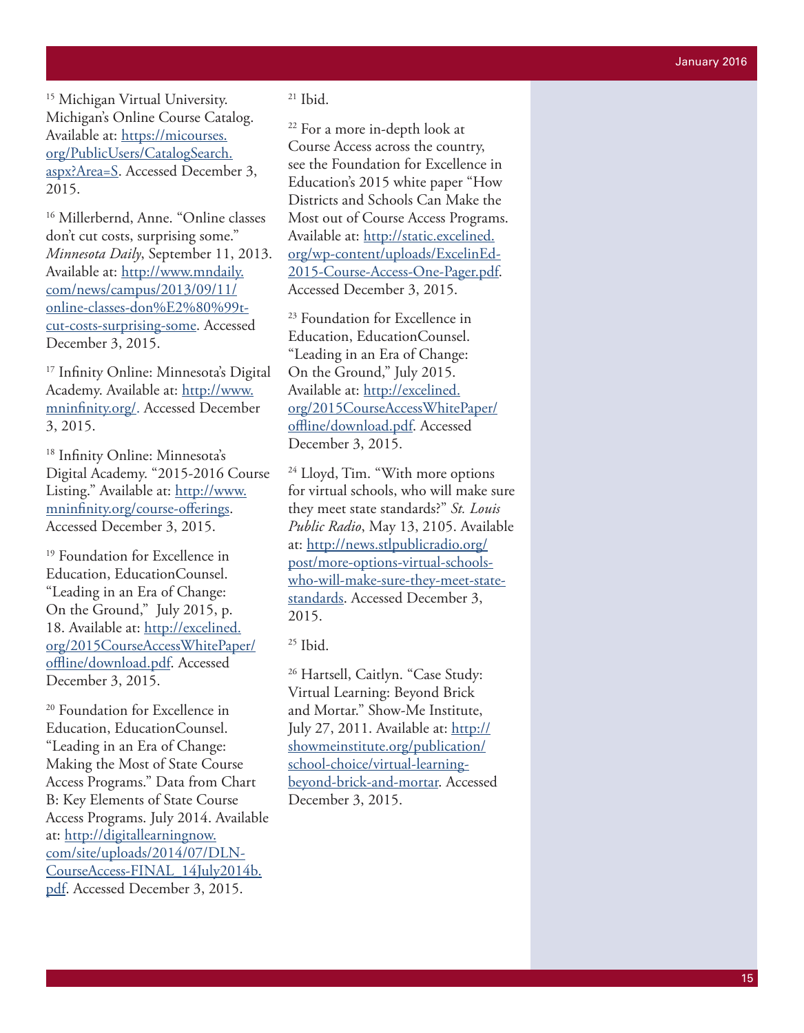[15] Michigan Virtual University. Michigan's Online Course Catalog. Available at: https://micourses.org/PublicUsers/CatalogSearch.aspx?Area=S. Accessed December 3, 2015.

[16] Millerbernd, Anne. "Online classes don't cut costs, surprising some." *Minnesota Daily*, September 11, 2013. Available at: http://www.mndaily.com/news/campus/2013/09/11/online-classes-don%E2%80%99t-cut-costs-surprising-some. Accessed December 3, 2015.

[17] Infinity Online: Minnesota's Digital Academy. Available at: http://www.mninfinity.org/. Accessed December 3, 2015.

[18] Infinity Online: Minnesota's Digital Academy. "2015-2016 Course Listing." Available at: http://www.mninfinity.org/course-offerings. Accessed December 3, 2015.

[19] Foundation for Excellence in Education, EducationCounsel. "Leading in an Era of Change: On the Ground," July 2015, p. 18. Available at: http://excelined.org/2015CourseAccessWhitePaper/offline/download.pdf. Accessed December 3, 2015.

[20] Foundation for Excellence in Education, EducationCounsel. "Leading in an Era of Change: Making the Most of State Course Access Programs." Data from Chart B: Key Elements of State Course Access Programs. July 2014. Available at: http://digitallearningnow.com/site/uploads/2014/07/DLN-CourseAccess-FINAL_14July2014b.pdf. Accessed December 3, 2015.

[21] Ibid.

[22] For a more in-depth look at Course Access across the country, see the Foundation for Excellence in Education's 2015 white paper "How Districts and Schools Can Make the Most out of Course Access Programs. Available at: http://static.excelined.org/wp-content/uploads/ExcelinEd-2015-Course-Access-One-Pager.pdf. Accessed December 3, 2015.

[23] Foundation for Excellence in Education, EducationCounsel. "Leading in an Era of Change: On the Ground," July 2015. Available at: http://excelined.org/2015CourseAccessWhitePaper/offline/download.pdf. Accessed December 3, 2015.

[24] Lloyd, Tim. "With more options for virtual schools, who will make sure they meet state standards?" *St. Louis Public Radio*, May 13, 2105. Available at: http://news.stlpublicradio.org/post/more-options-virtual-schools-who-will-make-sure-they-meet-state-standards. Accessed December 3, 2015.

[25] Ibid.

[26] Hartsell, Caitlyn. "Case Study: Virtual Learning: Beyond Brick and Mortar." Show-Me Institute, July 27, 2011. Available at: http://showmeinstitute.org/publication/school-choice/virtual-learning-beyond-brick-and-mortar. Accessed December 3, 2015.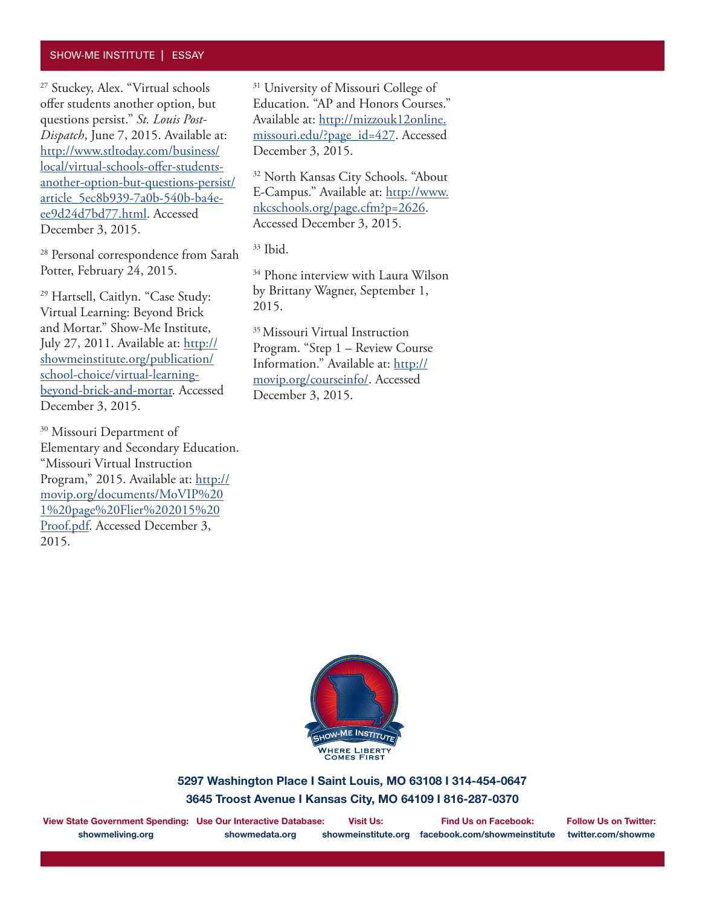[27] Stuckey, Alex. "Virtual schools offer students another option, but questions persist." *St. Louis Post-Dispatch*, June 7, 2015. Available at: http://www.stltoday.com/business/local/virtual-schools-offer-students-another-option-but-questions-persist/article_5ec8b939-7a0b-540b-ba4e-ee9d24d7bd77.html. Accessed December 3, 2015.

[28] Personal correspondence from Sarah Potter, February 24, 2015.

[29] Hartsell, Caitlyn. "Case Study: Virtual Learning: Beyond Brick and Mortar." Show-Me Institute, July 27, 2011. Available at: http://showmeinstitute.org/publication/school-choice/virtual-learning-beyond-brick-and-mortar. Accessed December 3, 2015.

[30] Missouri Department of Elementary and Secondary Education. "Missouri Virtual Instruction Program," 2015. Available at: http://movip.org/documents/MoVIP%201%20page%20Flier%202015%20Proof.pdf. Accessed December 3, 2015.

[31] University of Missouri College of Education. "AP and Honors Courses." Available at: http://mizzouk12online.missouri.edu/?page_id=427. Accessed December 3, 2015.

[32] North Kansas City Schools. "About E-Campus." Available at: http://www.nkcschools.org/page.cfm?p=2626. Accessed December 3, 2015.

[33] Ibid.

[34] Phone interview with Laura Wilson by Brittany Wagner, September 1, 2015.

[35] Missouri Virtual Instruction Program. "Step 1 – Review Course Information." Available at: http://movip.org/courseinfo/. Accessed December 3, 2015.

Show-Me Institute
Where Liberty Comes First

**5297 Washington Place I Saint Louis, MO 63108 I 314-454-0647**
**3645 Troost Avenue I Kansas City, MO 64109 I 816-287-0370**

**View State Government Spending:** showmeliving.org
**Use Our Interactive Database:** showmedata.org
**Visit Us:** showmeinstitute.org
**Find Us on Facebook:** facebook.com/showmeinstitute
**Follow Us on Twitter:** twitter.com/showme